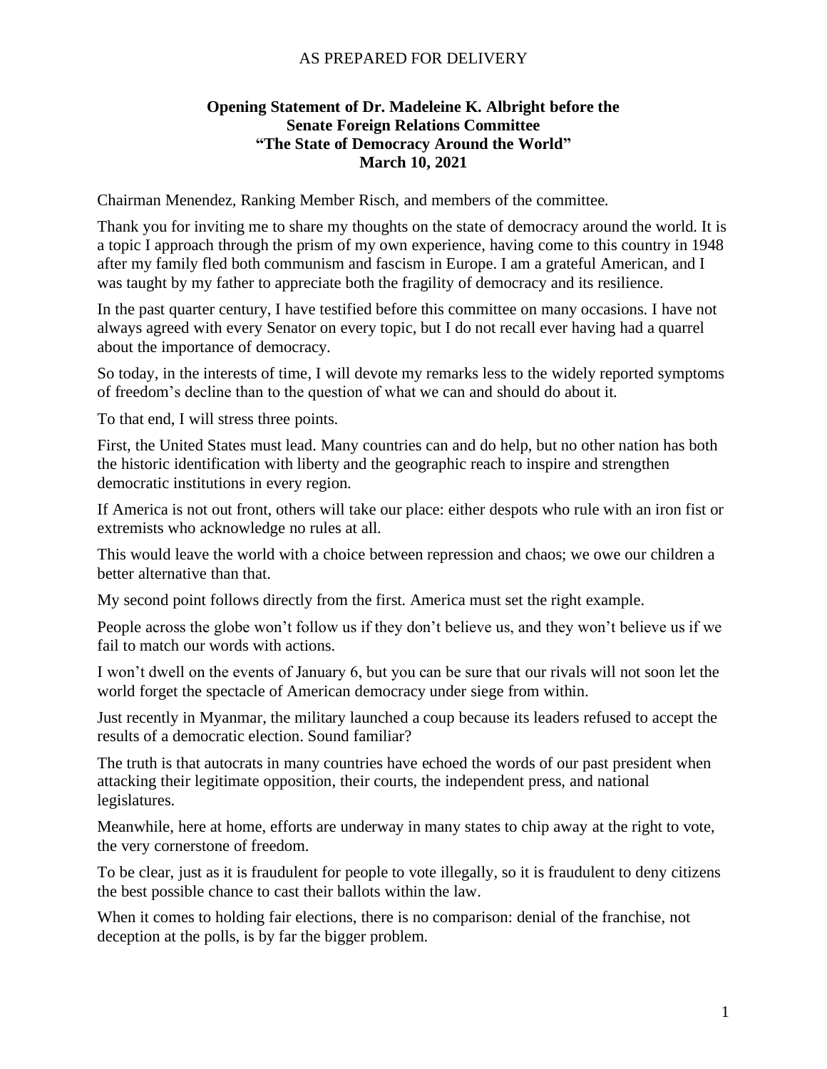AS PREPARED FOR DELIVERY

**Opening Statement of Dr. Madeleine K. Albright before the Senate Foreign Relations Committee "The State of Democracy Around the World" March 10, 2021**

Chairman Menendez, Ranking Member Risch, and members of the committee.

Thank you for inviting me to share my thoughts on the state of democracy around the world. It is a topic I approach through the prism of my own experience, having come to this country in 1948 after my family fled both communism and fascism in Europe. I am a grateful American, and I was taught by my father to appreciate both the fragility of democracy and its resilience.

In the past quarter century, I have testified before this committee on many occasions. I have not always agreed with every Senator on every topic, but I do not recall ever having had a quarrel about the importance of democracy.

So today, in the interests of time, I will devote my remarks less to the widely reported symptoms of freedom's decline than to the question of what we can and should do about it.

To that end, I will stress three points.

First, the United States must lead. Many countries can and do help, but no other nation has both the historic identification with liberty and the geographic reach to inspire and strengthen democratic institutions in every region.

If America is not out front, others will take our place: either despots who rule with an iron fist or extremists who acknowledge no rules at all.

This would leave the world with a choice between repression and chaos; we owe our children a better alternative than that.

My second point follows directly from the first. America must set the right example.

People across the globe won't follow us if they don't believe us, and they won't believe us if we fail to match our words with actions.

I won't dwell on the events of January 6, but you can be sure that our rivals will not soon let the world forget the spectacle of American democracy under siege from within.

Just recently in Myanmar, the military launched a coup because its leaders refused to accept the results of a democratic election. Sound familiar?

The truth is that autocrats in many countries have echoed the words of our past president when attacking their legitimate opposition, their courts, the independent press, and national legislatures.

Meanwhile, here at home, efforts are underway in many states to chip away at the right to vote, the very cornerstone of freedom.

To be clear, just as it is fraudulent for people to vote illegally, so it is fraudulent to deny citizens the best possible chance to cast their ballots within the law.

When it comes to holding fair elections, there is no comparison: denial of the franchise, not deception at the polls, is by far the bigger problem.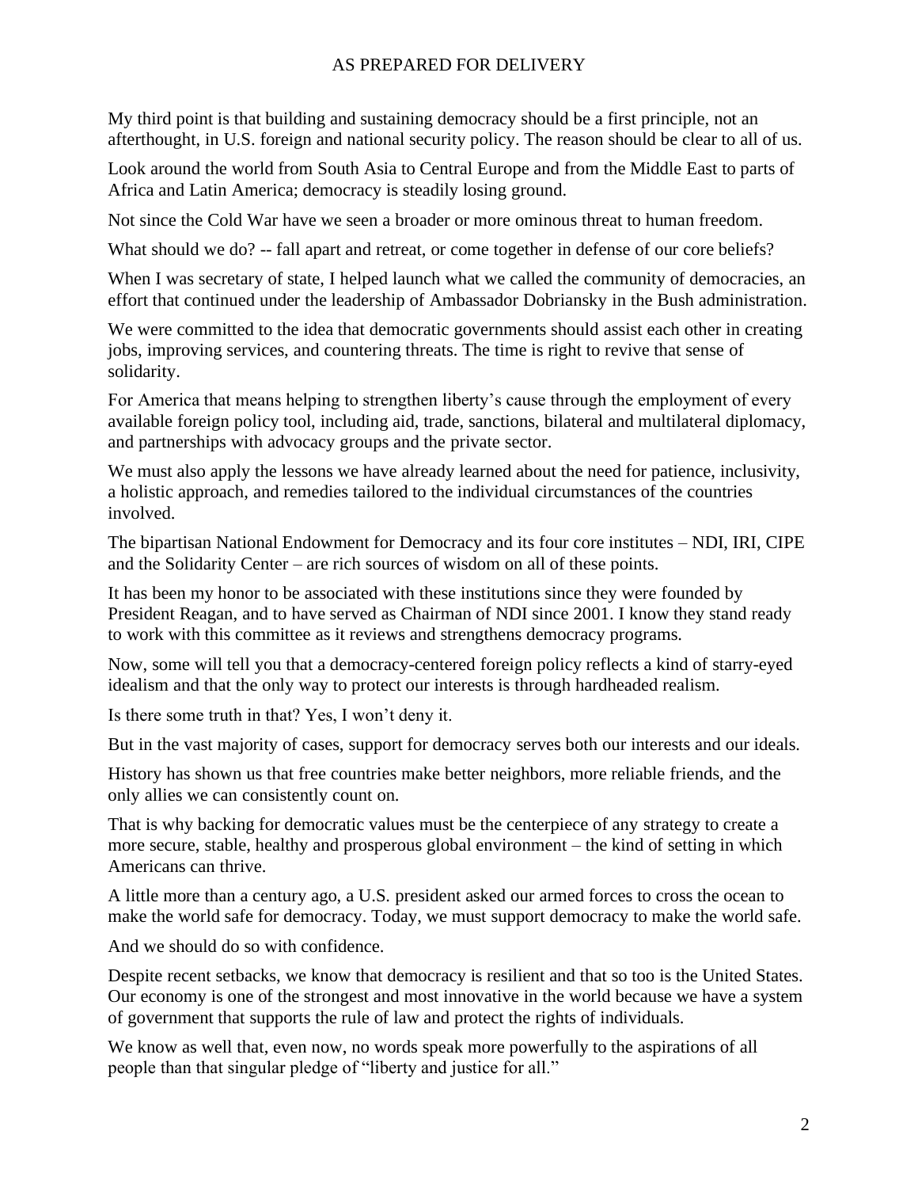My third point is that building and sustaining democracy should be a first principle, not an afterthought, in U.S. foreign and national security policy. The reason should be clear to all of us.

Look around the world from South Asia to Central Europe and from the Middle East to parts of Africa and Latin America; democracy is steadily losing ground.

Not since the Cold War have we seen a broader or more ominous threat to human freedom.

What should we do? -- fall apart and retreat, or come together in defense of our core beliefs?

When I was secretary of state, I helped launch what we called the community of democracies, an effort that continued under the leadership of Ambassador Dobriansky in the Bush administration.

We were committed to the idea that democratic governments should assist each other in creating jobs, improving services, and countering threats. The time is right to revive that sense of solidarity.

For America that means helping to strengthen liberty's cause through the employment of every available foreign policy tool, including aid, trade, sanctions, bilateral and multilateral diplomacy, and partnerships with advocacy groups and the private sector.

We must also apply the lessons we have already learned about the need for patience, inclusivity, a holistic approach, and remedies tailored to the individual circumstances of the countries involved.

The bipartisan National Endowment for Democracy and its four core institutes – NDI, IRI, CIPE and the Solidarity Center – are rich sources of wisdom on all of these points.

It has been my honor to be associated with these institutions since they were founded by President Reagan, and to have served as Chairman of NDI since 2001. I know they stand ready to work with this committee as it reviews and strengthens democracy programs.

Now, some will tell you that a democracy-centered foreign policy reflects a kind of starry-eyed idealism and that the only way to protect our interests is through hardheaded realism.

Is there some truth in that? Yes, I won't deny it.

But in the vast majority of cases, support for democracy serves both our interests and our ideals.

History has shown us that free countries make better neighbors, more reliable friends, and the only allies we can consistently count on.

That is why backing for democratic values must be the centerpiece of any strategy to create a more secure, stable, healthy and prosperous global environment – the kind of setting in which Americans can thrive.

A little more than a century ago, a U.S. president asked our armed forces to cross the ocean to make the world safe for democracy. Today, we must support democracy to make the world safe.

And we should do so with confidence.

Despite recent setbacks, we know that democracy is resilient and that so too is the United States. Our economy is one of the strongest and most innovative in the world because we have a system of government that supports the rule of law and protect the rights of individuals.

We know as well that, even now, no words speak more powerfully to the aspirations of all people than that singular pledge of "liberty and justice for all."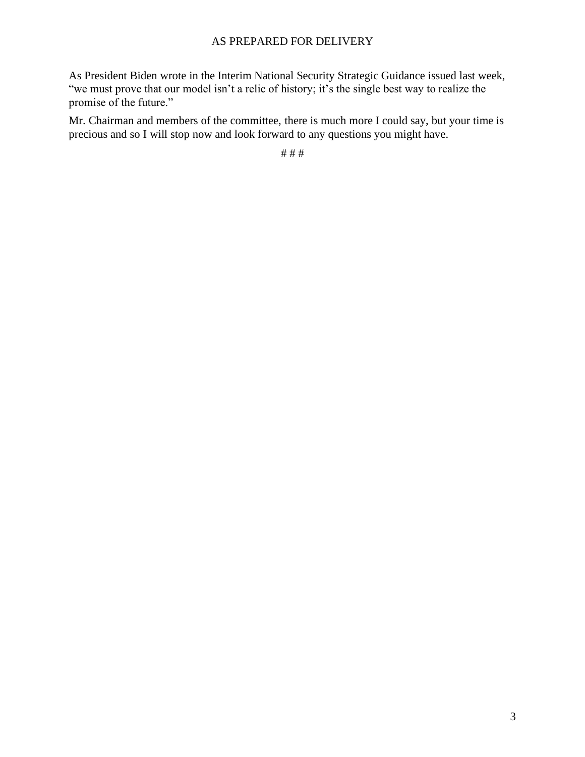As President Biden wrote in the Interim National Security Strategic Guidance issued last week, "we must prove that our model isn't a relic of history; it's the single best way to realize the promise of the future."

Mr. Chairman and members of the committee, there is much more I could say, but your time is precious and so I will stop now and look forward to any questions you might have.

# # #